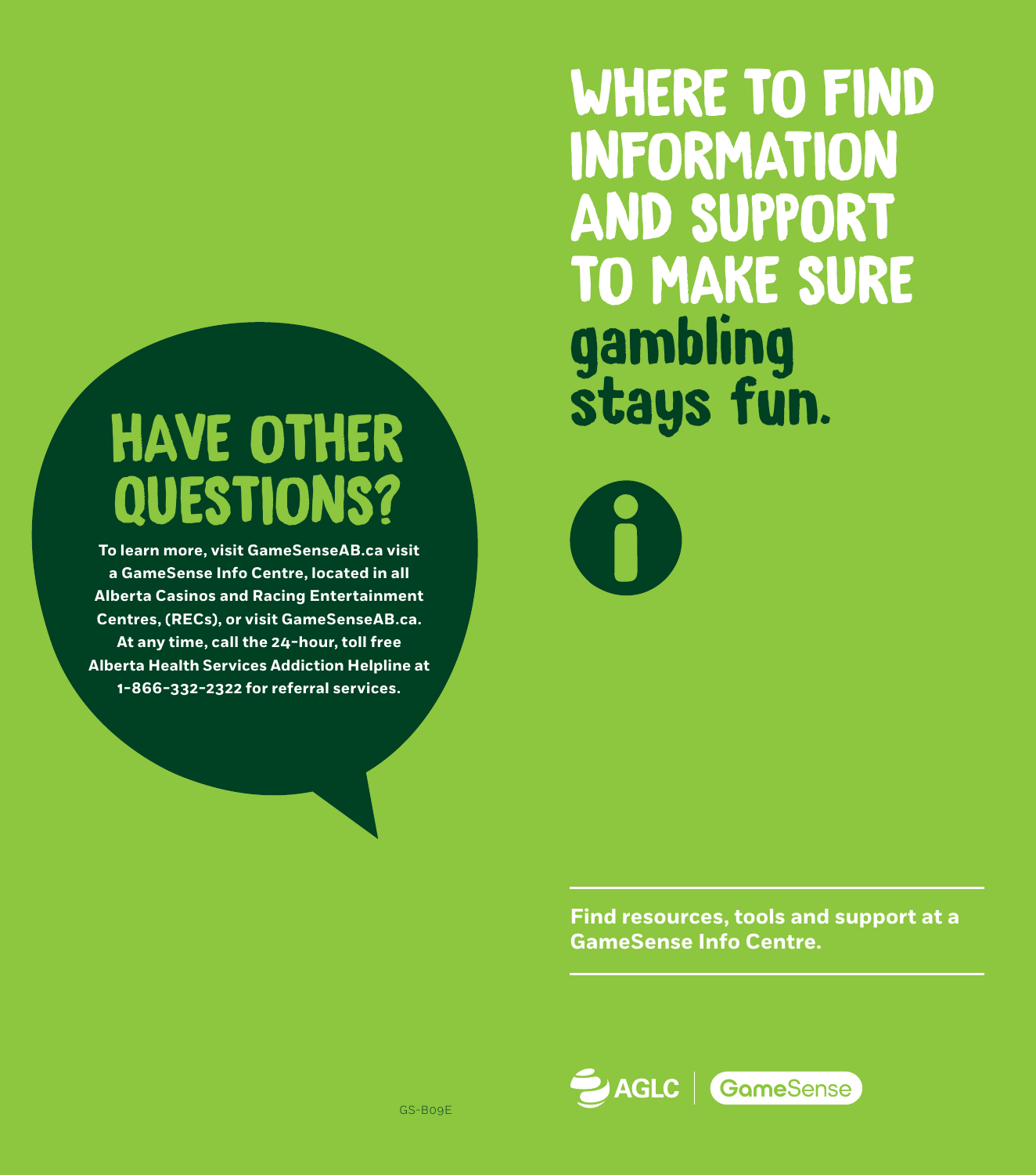# HAVE OTHER QUESTIONS?

To learn more, visit GameSenseAB.ca visit a GameSense Info Centre, located in all Alberta Casinos and Racing Entertainment Centres, (RECs), or visit GameSenseAB.ca. At any time, call the 24-hour, toll free Alberta Health Services Addiction Helpline at 1-866-332-2322 for referral services.

GS-B09E

# WHERE TO FIND INFORMATION AND SUPPORT TO MAKE SURE gambling stays fun.

**Find resources, tools and support at a GameSense Info Centre.**

AGLC | GameSense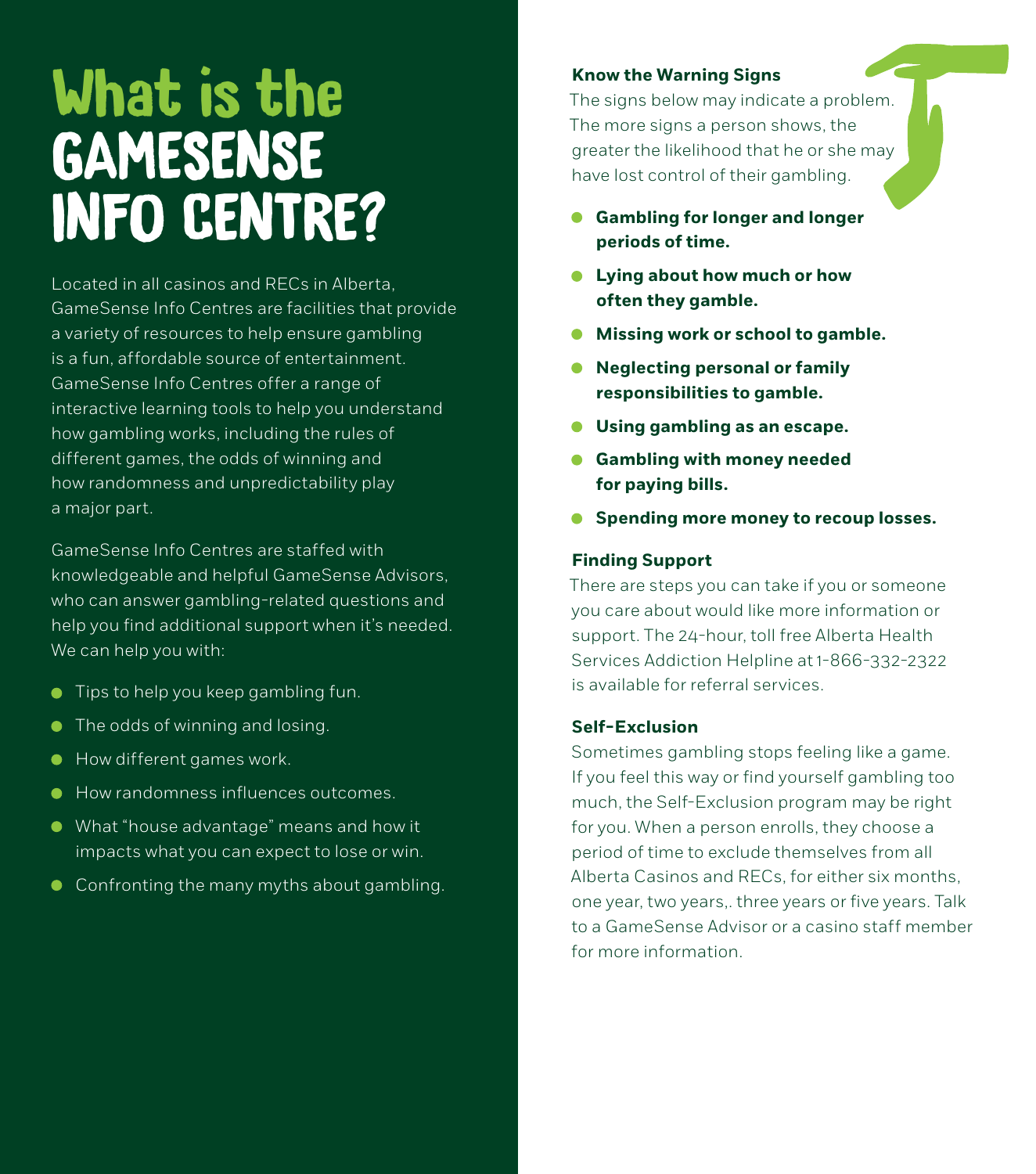# What is the GAMESENSE INFO CENTRE?

Located in all casinos and RECs in Alberta, GameSense Info Centres are facilities that provide a variety of resources to help ensure gambling is a fun, affordable source of entertainment. GameSense Info Centres offer a range of interactive learning tools to help you understand how gambling works, including the rules of different games, the odds of winning and how randomness and unpredictability play a major part.

GameSense Info Centres are staffed with knowledgeable and helpful GameSense Advisors, who can answer gambling-related questions and help you find additional support when it's needed. We can help you with:

- Tips to help you keep gambling fun.
- The odds of winning and losing.
- How different games work.
- How randomness influences outcomes.
- What "house advantage" means and how it impacts what you can expect to lose or win.
- Confronting the many myths about gambling.

### Know the Warning Signs

The signs below may indicate a problem. The more signs a person shows, the greater the likelihood that he or she may have lost control of their gambling.

- **Gambling for longer and longer periods of time.**
- **Lying about how much or how often they gamble.**
- **Missing work or school to gamble.**
- **Neglecting personal or family responsibilities to gamble.**
- **Using gambling as an escape.**
- **Gambling with money needed for paying bills.**
- **Spending more money to recoup losses.**

### Finding Support

There are steps you can take if you or someone you care about would like more information or support. The 24-hour, toll free Alberta Health Services Addiction Helpline at 1-866-332-2322 is available for referral services.

### Self-Exclusion

Sometimes gambling stops feeling like a game. If you feel this way or find yourself gambling too much, the Self-Exclusion program may be right for you. When a person enrolls, they choose a period of time to exclude themselves from all Alberta Casinos and RECs, for either six months, one year, two years,. three years or five years. Talk to a GameSense Advisor or a casino staff member for more information.